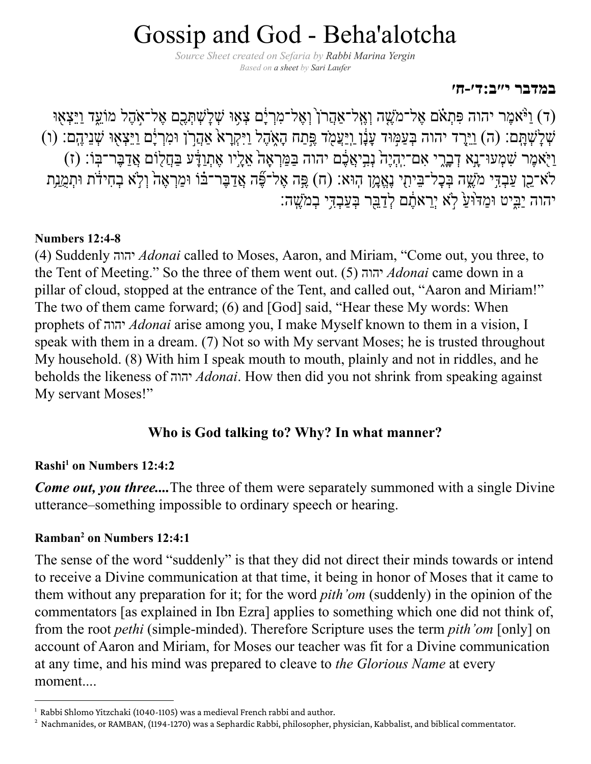# Gossip and God - Beha'alotcha

*Source Sheet created on Sefaria by Rabbi Marina Yergin*
*Based on a sheet by Sari Laufer*

**במדבר י״ב:ד׳-ח׳**

(ד) וַיֹּ֨אמֶר יהוה פִּתְאֹ֗ם אֶל־מֹשֶׁ֤ה וְאֶל־אַהֲרֹן֙ וְאֶל־מִרְיָ֔ם צְא֥וּ שְׁלָשְׁתְּכֶ֖ם אֶל־אֹ֣הֶל מוֹעֵ֑ד וַיֵּצְא֖וּ שְׁלָשְׁתָּֽם׃ (ה) וַיֵּ֤רֶד יהוה בְּעַמּ֣וּד עָנָ֔ן וַֽיַּעֲמֹ֖ד פֶּ֣תַח הָאֹ֑הֶל וַיִּקְרָא֙ אַהֲרֹ֣ן וּמִרְיָ֔ם וַיֵּצְא֖וּ שְׁנֵיהֶֽם׃ (ו) וַיֹּ֖אמֶר שִׁמְעוּ־נָ֣א דְבָרָ֑י אִם־יִֽהְיֶה֙ נְבִיאֲכֶ֔ם יהוה בַּמַּרְאָה֙ אֵלָ֣יו אֶתְוַדָּ֔ע בַּחֲל֖וֹם אֲדַבֶּר־בּֽוֹ׃ (ז) לֹא־כֵ֖ן עַבְדִּ֣י מֹשֶׁ֑ה בְּכָל־בֵּיתִ֖י נֶאֱמָ֥ן הֽוּא׃ (ח) פֶּ֣ה אֶל־פֶּ֞ה אֲדַבֶּר־בּ֗וֹ וּמַרְאֶה֙ וְלֹ֣א בְחִידֹ֔ת וּתְמֻנַ֥ת יהוה יַבִּ֑יט וּמַדּ֙וּעַ֙ לֹ֣א יְרֵאתֶ֔ם לְדַבֵּ֖ר בְּעַבְדִּ֥י בְמֹשֶֽׁה׃

**Numbers 12:4-8**

(4) Suddenly יהוה *Adonai* called to Moses, Aaron, and Miriam, "Come out, you three, to the Tent of Meeting." So the three of them went out. (5) יהוה *Adonai* came down in a pillar of cloud, stopped at the entrance of the Tent, and called out, "Aaron and Miriam!" The two of them came forward; (6) and [God] said, "Hear these My words: When prophets of יהוה *Adonai* arise among you, I make Myself known to them in a vision, I speak with them in a dream. (7) Not so with My servant Moses; he is trusted throughout My household. (8) With him I speak mouth to mouth, plainly and not in riddles, and he beholds the likeness of יהוה *Adonai*. How then did you not shrink from speaking against My servant Moses!"

### Who is God talking to? Why? In what manner?

**Rashi[1] on Numbers 12:4:2**

***Come out, you three....*** The three of them were separately summoned with a single Divine utterance–something impossible to ordinary speech or hearing.

**Ramban[2] on Numbers 12:4:1**

The sense of the word "suddenly" is that they did not direct their minds towards or intend to receive a Divine communication at that time, it being in honor of Moses that it came to them without any preparation for it; for the word *pith'om* (suddenly) in the opinion of the commentators [as explained in Ibn Ezra] applies to something which one did not think of, from the root *pethi* (simple-minded). Therefore Scripture uses the term *pith'om* [only] on account of Aaron and Miriam, for Moses our teacher was fit for a Divine communication at any time, and his mind was prepared to cleave to *the Glorious Name* at every moment....

---

[1] Rabbi Shlomo Yitzchaki (1040-1105) was a medieval French rabbi and author.

[2] Nachmanides, or RAMBAN, (1194-1270) was a Sephardic Rabbi, philosopher, physician, Kabbalist, and biblical commentator.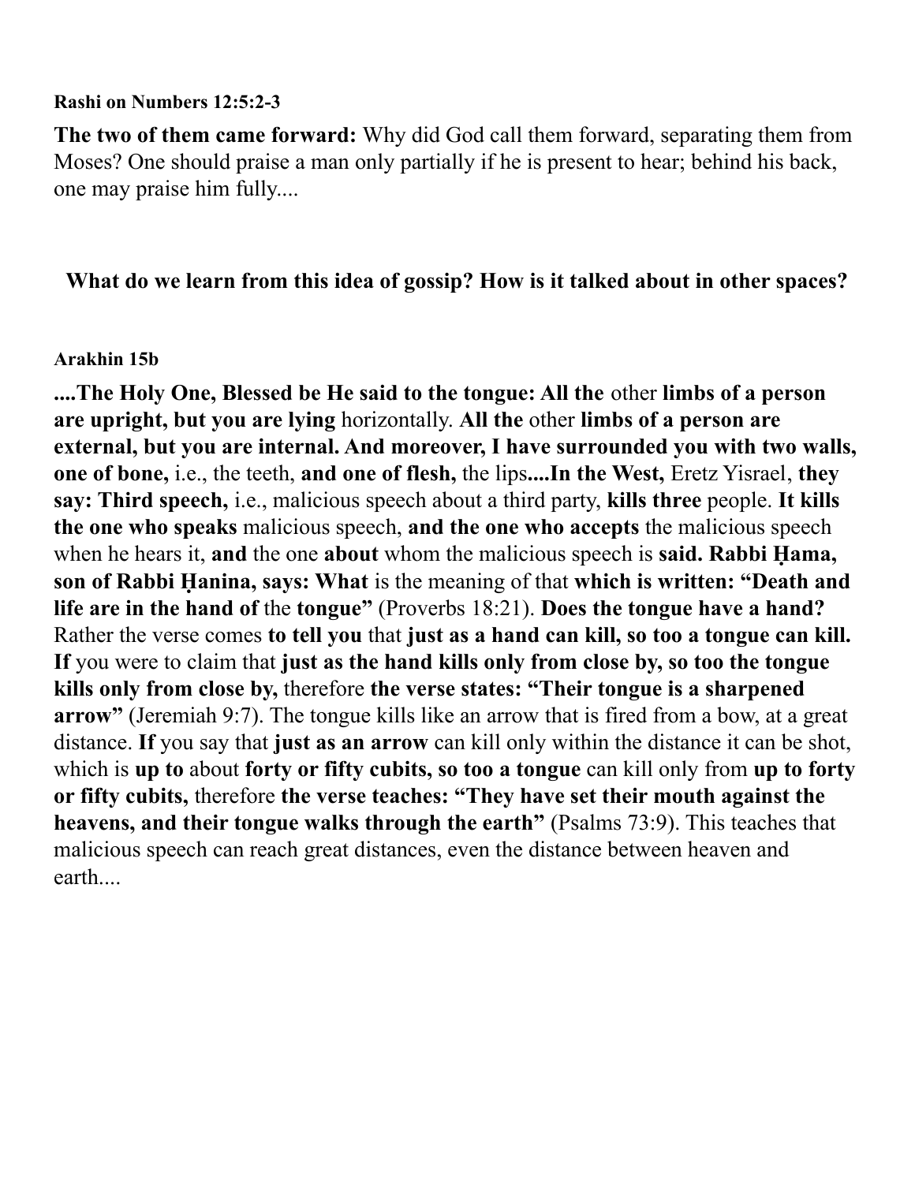**Rashi on Numbers 12:5:2-3**

**The two of them came forward:** Why did God call them forward, separating them from Moses? One should praise a man only partially if he is present to hear; behind his back, one may praise him fully....

**What do we learn from this idea of gossip? How is it talked about in other spaces?**

**Arakhin 15b**

**....The Holy One, Blessed be He said to the tongue: All the** other **limbs of a person are upright, but you are lying** horizontally. **All the** other **limbs of a person are external, but you are internal. And moreover, I have surrounded you with two walls, one of bone,** i.e., the teeth, **and one of flesh,** the lips**....In the West,** Eretz Yisrael, **they say: Third speech,** i.e., malicious speech about a third party, **kills three** people. **It kills the one who speaks** malicious speech, **and the one who accepts** the malicious speech when he hears it, **and** the one **about** whom the malicious speech is **said. Rabbi Ḥama, son of Rabbi Ḥanina, says: What** is the meaning of that **which is written: "Death and life are in the hand of** the **tongue"** (Proverbs 18:21). **Does the tongue have a hand?** Rather the verse comes **to tell you** that **just as a hand can kill, so too a tongue can kill. If** you were to claim that **just as the hand kills only from close by, so too the tongue kills only from close by,** therefore **the verse states: "Their tongue is a sharpened arrow"** (Jeremiah 9:7). The tongue kills like an arrow that is fired from a bow, at a great distance. **If** you say that **just as an arrow** can kill only within the distance it can be shot, which is **up to** about **forty or fifty cubits, so too a tongue** can kill only from **up to forty or fifty cubits,** therefore **the verse teaches: "They have set their mouth against the heavens, and their tongue walks through the earth"** (Psalms 73:9). This teaches that malicious speech can reach great distances, even the distance between heaven and earth....